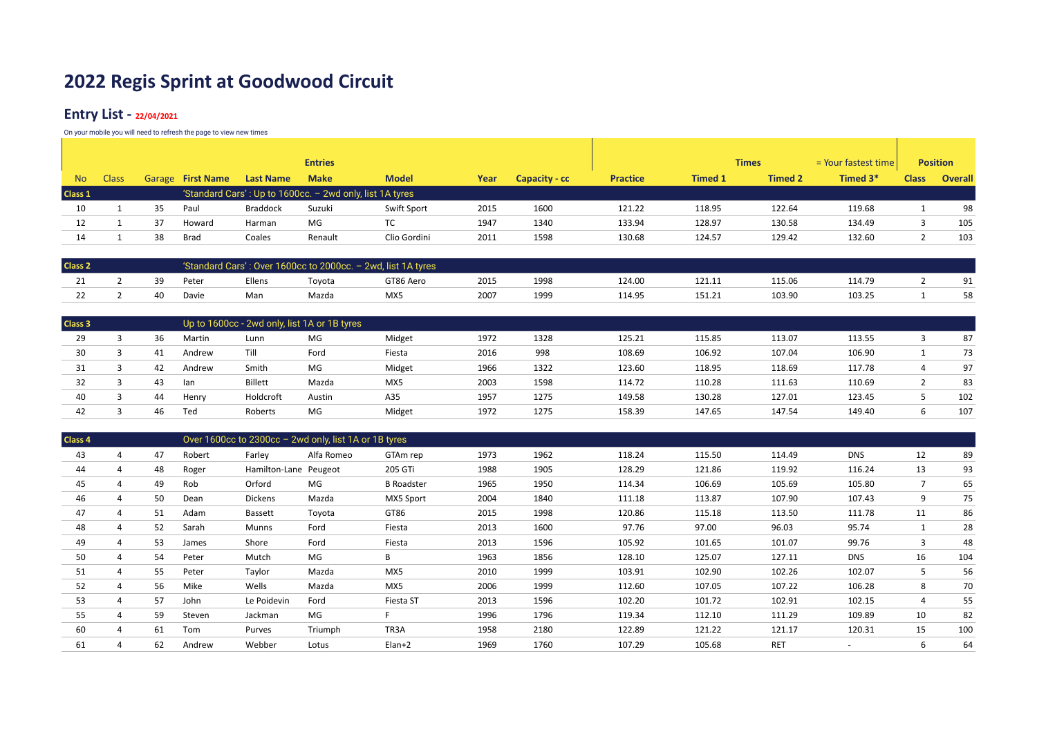# 2022 Regis Sprint at Goodwood Circuit

## Entry List - 22/04/2021

On your mobile you will need to refresh the page to view new times

| | | | | | Entries | | | | | Times | | | = Your fastest time | Position | |
|---|---|---|---|---|---|---|---|---|---|---|---|---|---|---|---|
| No | Class | Garage | First Name | Last Name | Make | Model | Year | Capacity - cc | Practice | Timed 1 | Timed 2 | Timed 3* | | Class | Overall |
| **Class 1** | | | 'Standard Cars' : Up to 1600cc. – 2wd only, list 1A tyres | | | | | | | | | | | | |
| 10 | 1 | 35 | Paul | Braddock | Suzuki | Swift Sport | 2015 | 1600 | 121.22 | 118.95 | 122.64 | 119.68 | | 1 | 98 |
| 12 | 1 | 37 | Howard | Harman | MG | TC | 1947 | 1340 | 133.94 | 128.97 | 130.58 | 134.49 | | 3 | 105 |
| 14 | 1 | 38 | Brad | Coales | Renault | Clio Gordini | 2011 | 1598 | 130.68 | 124.57 | 129.42 | 132.60 | | 2 | 103 |
| **Class 2** | | | 'Standard Cars' : Over 1600cc to 2000cc. – 2wd, list 1A tyres | | | | | | | | | | | | |
| 21 | 2 | 39 | Peter | Ellens | Toyota | GT86 Aero | 2015 | 1998 | 124.00 | 121.11 | 115.06 | 114.79 | | 2 | 91 |
| 22 | 2 | 40 | Davie | Man | Mazda | MX5 | 2007 | 1999 | 114.95 | 151.21 | 103.90 | 103.25 | | 1 | 58 |
| **Class 3** | | | Up to 1600cc - 2wd only, list 1A or 1B tyres | | | | | | | | | | | | |
| 29 | 3 | 36 | Martin | Lunn | MG | Midget | 1972 | 1328 | 125.21 | 115.85 | 113.07 | 113.55 | | 3 | 87 |
| 30 | 3 | 41 | Andrew | Till | Ford | Fiesta | 2016 | 998 | 108.69 | 106.92 | 107.04 | 106.90 | | 1 | 73 |
| 31 | 3 | 42 | Andrew | Smith | MG | Midget | 1966 | 1322 | 123.60 | 118.95 | 118.69 | 117.78 | | 4 | 97 |
| 32 | 3 | 43 | Ian | Billett | Mazda | MX5 | 2003 | 1598 | 114.72 | 110.28 | 111.63 | 110.69 | | 2 | 83 |
| 40 | 3 | 44 | Henry | Holdcroft | Austin | A35 | 1957 | 1275 | 149.58 | 130.28 | 127.01 | 123.45 | | 5 | 102 |
| 42 | 3 | 46 | Ted | Roberts | MG | Midget | 1972 | 1275 | 158.39 | 147.65 | 147.54 | 149.40 | | 6 | 107 |
| **Class 4** | | | Over 1600cc to 2300cc – 2wd only, list 1A or 1B tyres | | | | | | | | | | | | |
| 43 | 4 | 47 | Robert | Farley | Alfa Romeo | GTAm rep | 1973 | 1962 | 118.24 | 115.50 | 114.49 | DNS | | 12 | 89 |
| 44 | 4 | 48 | Roger | Hamilton-Lane | Peugeot | 205 GTi | 1988 | 1905 | 128.29 | 121.86 | 119.92 | 116.24 | | 13 | 93 |
| 45 | 4 | 49 | Rob | Orford | MG | B Roadster | 1965 | 1950 | 114.34 | 106.69 | 105.69 | 105.80 | | 7 | 65 |
| 46 | 4 | 50 | Dean | Dickens | Mazda | MX5 Sport | 2004 | 1840 | 111.18 | 113.87 | 107.90 | 107.43 | | 9 | 75 |
| 47 | 4 | 51 | Adam | Bassett | Toyota | GT86 | 2015 | 1998 | 120.86 | 115.18 | 113.50 | 111.78 | | 11 | 86 |
| 48 | 4 | 52 | Sarah | Munns | Ford | Fiesta | 2013 | 1600 | 97.76 | 97.00 | 96.03 | 95.74 | | 1 | 28 |
| 49 | 4 | 53 | James | Shore | Ford | Fiesta | 2013 | 1596 | 105.92 | 101.65 | 101.07 | 99.76 | | 3 | 48 |
| 50 | 4 | 54 | Peter | Mutch | MG | B | 1963 | 1856 | 128.10 | 125.07 | 127.11 | DNS | | 16 | 104 |
| 51 | 4 | 55 | Peter | Taylor | Mazda | MX5 | 2010 | 1999 | 103.91 | 102.90 | 102.26 | 102.07 | | 5 | 56 |
| 52 | 4 | 56 | Mike | Wells | Mazda | MX5 | 2006 | 1999 | 112.60 | 107.05 | 107.22 | 106.28 | | 8 | 70 |
| 53 | 4 | 57 | John | Le Poidevin | Ford | Fiesta ST | 2013 | 1596 | 102.20 | 101.72 | 102.91 | 102.15 | | 4 | 55 |
| 55 | 4 | 59 | Steven | Jackman | MG | F | 1996 | 1796 | 119.34 | 112.10 | 111.29 | 109.89 | | 10 | 82 |
| 60 | 4 | 61 | Tom | Purves | Triumph | TR3A | 1958 | 2180 | 122.89 | 121.22 | 121.17 | 120.31 | | 15 | 100 |
| 61 | 4 | 62 | Andrew | Webber | Lotus | Elan+2 | 1969 | 1760 | 107.29 | 105.68 | RET | - | | 6 | 64 |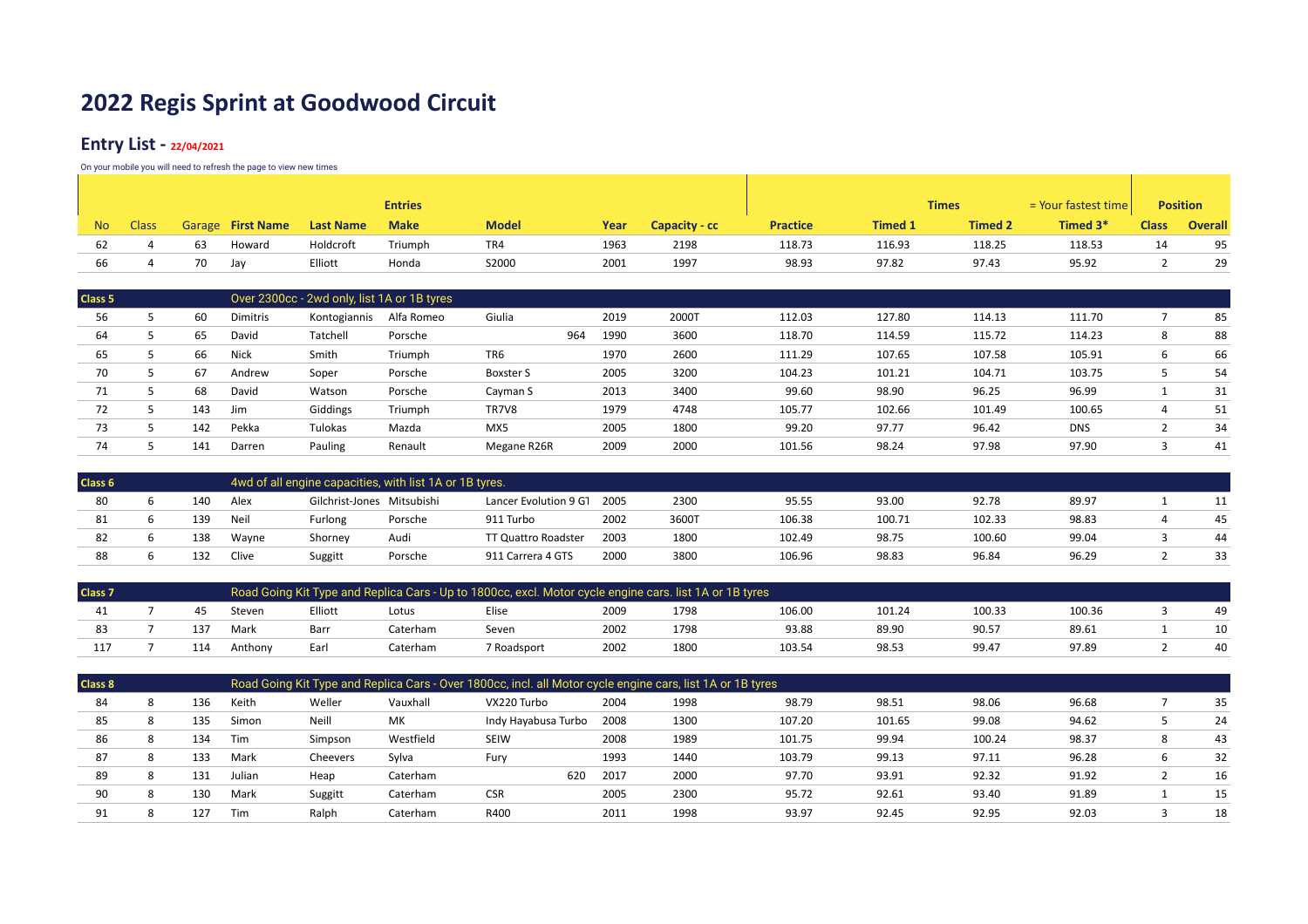# 2022 Regis Sprint at Goodwood Circuit

## Entry List - 22/04/2021

On your mobile you will need to refresh the page to view new times

| | | | | | Entries | | | | | | Times | | = Your fastest time | Position | |
|---|---|---|---|---|---|---|---|---|---|---|---|---|---|---|---|
| No | Class | Garage | First Name | Last Name | Make | Model | Year | Capacity - cc | Practice | Timed 1 | Timed 2 | | Timed 3* | Class | Overall |
| 62 | 4 | 63 | Howard | Holdcroft | Triumph | TR4 | 1963 | 2198 | 118.73 | 116.93 | 118.25 | | 118.53 | 14 | 95 |
| 66 | 4 | 70 | Jay | Elliott | Honda | S2000 | 2001 | 1997 | 98.93 | 97.82 | 97.43 | | 95.92 | 2 | 29 |
| **Class 5** | | | Over 2300cc - 2wd only, list 1A or 1B tyres | | | | | | | | | | | | |
| 56 | 5 | 60 | Dimitris | Kontogiannis | Alfa Romeo | Giulia | 2019 | 2000T | 112.03 | 127.80 | 114.13 | | 111.70 | 7 | 85 |
| 64 | 5 | 65 | David | Tatchell | Porsche | 964 | 1990 | 3600 | 118.70 | 114.59 | 115.72 | | 114.23 | 8 | 88 |
| 65 | 5 | 66 | Nick | Smith | Triumph | TR6 | 1970 | 2600 | 111.29 | 107.65 | 107.58 | | 105.91 | 6 | 66 |
| 70 | 5 | 67 | Andrew | Soper | Porsche | Boxster S | 2005 | 3200 | 104.23 | 101.21 | 104.71 | | 103.75 | 5 | 54 |
| 71 | 5 | 68 | David | Watson | Porsche | Cayman S | 2013 | 3400 | 99.60 | 98.90 | 96.25 | | 96.99 | 1 | 31 |
| 72 | 5 | 143 | Jim | Giddings | Triumph | TR7V8 | 1979 | 4748 | 105.77 | 102.66 | 101.49 | | 100.65 | 4 | 51 |
| 73 | 5 | 142 | Pekka | Tulokas | Mazda | MX5 | 2005 | 1800 | 99.20 | 97.77 | 96.42 | | DNS | 2 | 34 |
| 74 | 5 | 141 | Darren | Pauling | Renault | Megane R26R | 2009 | 2000 | 101.56 | 98.24 | 97.98 | | 97.90 | 3 | 41 |
| **Class 6** | | | 4wd of all engine capacities, with list 1A or 1B tyres. | | | | | | | | | | | | |
| 80 | 6 | 140 | Alex | Gilchrist-Jones | Mitsubishi | Lancer Evolution 9 G1 | 2005 | 2300 | 95.55 | 93.00 | 92.78 | | 89.97 | 1 | 11 |
| 81 | 6 | 139 | Neil | Furlong | Porsche | 911 Turbo | 2002 | 3600T | 106.38 | 100.71 | 102.33 | | 98.83 | 4 | 45 |
| 82 | 6 | 138 | Wayne | Shorney | Audi | TT Quattro Roadster | 2003 | 1800 | 102.49 | 98.75 | 100.60 | | 99.04 | 3 | 44 |
| 88 | 6 | 132 | Clive | Suggitt | Porsche | 911 Carrera 4 GTS | 2000 | 3800 | 106.96 | 98.83 | 96.84 | | 96.29 | 2 | 33 |
| **Class 7** | | | Road Going Kit Type and Replica Cars - Up to 1800cc, excl. Motor cycle engine cars. list 1A or 1B tyres | | | | | | | | | | | | |
| 41 | 7 | 45 | Steven | Elliott | Lotus | Elise | 2009 | 1798 | 106.00 | 101.24 | 100.33 | | 100.36 | 3 | 49 |
| 83 | 7 | 137 | Mark | Barr | Caterham | Seven | 2002 | 1798 | 93.88 | 89.90 | 90.57 | | 89.61 | 1 | 10 |
| 117 | 7 | 114 | Anthony | Earl | Caterham | 7 Roadsport | 2002 | 1800 | 103.54 | 98.53 | 99.47 | | 97.89 | 2 | 40 |
| **Class 8** | | | Road Going Kit Type and Replica Cars - Over 1800cc, incl. all Motor cycle engine cars, list 1A or 1B tyres | | | | | | | | | | | | |
| 84 | 8 | 136 | Keith | Weller | Vauxhall | VX220 Turbo | 2004 | 1998 | 98.79 | 98.51 | 98.06 | | 96.68 | 7 | 35 |
| 85 | 8 | 135 | Simon | Neill | MK | Indy Hayabusa Turbo | 2008 | 1300 | 107.20 | 101.65 | 99.08 | | 94.62 | 5 | 24 |
| 86 | 8 | 134 | Tim | Simpson | Westfield | SEIW | 2008 | 1989 | 101.75 | 99.94 | 100.24 | | 98.37 | 8 | 43 |
| 87 | 8 | 133 | Mark | Cheevers | Sylva | Fury | 1993 | 1440 | 103.79 | 99.13 | 97.11 | | 96.28 | 6 | 32 |
| 89 | 8 | 131 | Julian | Heap | Caterham | 620 | 2017 | 2000 | 97.70 | 93.91 | 92.32 | | 91.92 | 2 | 16 |
| 90 | 8 | 130 | Mark | Suggitt | Caterham | CSR | 2005 | 2300 | 95.72 | 92.61 | 93.40 | | 91.89 | 1 | 15 |
| 91 | 8 | 127 | Tim | Ralph | Caterham | R400 | 2011 | 1998 | 93.97 | 92.45 | 92.95 | | 92.03 | 3 | 18 |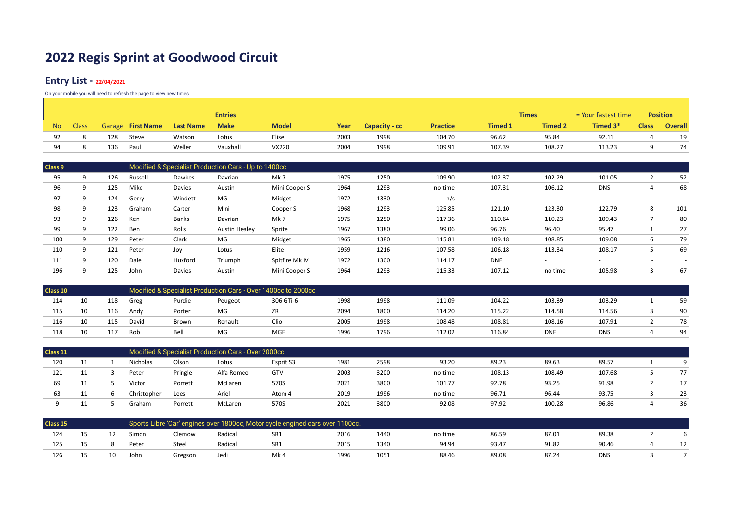# 2022 Regis Sprint at Goodwood Circuit

## Entry List - 22/04/2021

On your mobile you will need to refresh the page to view new times

| | | | | | Entries | | | | | | Times | | = Your fastest time | Position | |
|---|---|---|---|---|---|---|---|---|---|---|---|---|---|---|---|
| No | Class | Garage | First Name | Last Name | Make | Model | Year | Capacity - cc | Practice | Timed 1 | Timed 2 | Timed 3* | | Class | Overall |
| 92 | 8 | 128 | Steve | Watson | Lotus | Elise | 2003 | 1998 | 104.70 | 96.62 | 95.84 | 92.11 | | 4 | 19 |
| 94 | 8 | 136 | Paul | Weller | Vauxhall | VX220 | 2004 | 1998 | 109.91 | 107.39 | 108.27 | 113.23 | | 9 | 74 |
| **Class 9** | | | Modified & Specialist Production Cars - Up to 1400cc | | | | | | | | | | | | |
| 95 | 9 | 126 | Russell | Dawkes | Davrian | Mk 7 | 1975 | 1250 | 109.90 | 102.37 | 102.29 | 101.05 | | 2 | 52 |
| 96 | 9 | 125 | Mike | Davies | Austin | Mini Cooper S | 1964 | 1293 | no time | 107.31 | 106.12 | DNS | | 4 | 68 |
| 97 | 9 | 124 | Gerry | Windett | MG | Midget | 1972 | 1330 | n/s | - | - | - | | - | - |
| 98 | 9 | 123 | Graham | Carter | Mini | Cooper S | 1968 | 1293 | 125.85 | 121.10 | 123.30 | 122.79 | | 8 | 101 |
| 93 | 9 | 126 | Ken | Banks | Davrian | Mk 7 | 1975 | 1250 | 117.36 | 110.64 | 110.23 | 109.43 | | 7 | 80 |
| 99 | 9 | 122 | Ben | Rolls | Austin Healey | Sprite | 1967 | 1380 | 99.06 | 96.76 | 96.40 | 95.47 | | 1 | 27 |
| 100 | 9 | 129 | Peter | Clark | MG | Midget | 1965 | 1380 | 115.81 | 109.18 | 108.85 | 109.08 | | 6 | 79 |
| 110 | 9 | 121 | Peter | Joy | Lotus | Elite | 1959 | 1216 | 107.58 | 106.18 | 113.34 | 108.17 | | 5 | 69 |
| 111 | 9 | 120 | Dale | Huxford | Triumph | Spitfire Mk IV | 1972 | 1300 | 114.17 | DNF | - | - | | - | - |
| 196 | 9 | 125 | John | Davies | Austin | Mini Cooper S | 1964 | 1293 | 115.33 | 107.12 | no time | 105.98 | | 3 | 67 |
| **Class 10** | | | Modified & Specialist Production Cars - Over 1400cc to 2000cc | | | | | | | | | | | | |
| 114 | 10 | 118 | Greg | Purdie | Peugeot | 306 GTi-6 | 1998 | 1998 | 111.09 | 104.22 | 103.39 | 103.29 | | 1 | 59 |
| 115 | 10 | 116 | Andy | Porter | MG | ZR | 2094 | 1800 | 114.20 | 115.22 | 114.58 | 114.56 | | 3 | 90 |
| 116 | 10 | 115 | David | Brown | Renault | Clio | 2005 | 1998 | 108.48 | 108.81 | 108.16 | 107.91 | | 2 | 78 |
| 118 | 10 | 117 | Rob | Bell | MG | MGF | 1996 | 1796 | 112.02 | 116.84 | DNF | DNS | | 4 | 94 |
| **Class 11** | | | Modified & Specialist Production Cars - Over 2000cc | | | | | | | | | | | | |
| 120 | 11 | 1 | Nicholas | Olson | Lotus | Esprit S3 | 1981 | 2598 | 93.20 | 89.23 | 89.63 | 89.57 | | 1 | 9 |
| 121 | 11 | 3 | Peter | Pringle | Alfa Romeo | GTV | 2003 | 3200 | no time | 108.13 | 108.49 | 107.68 | | 5 | 77 |
| 69 | 11 | 5 | Victor | Porrett | McLaren | 570S | 2021 | 3800 | 101.77 | 92.78 | 93.25 | 91.98 | | 2 | 17 |
| 63 | 11 | 6 | Christopher | Lees | Ariel | Atom 4 | 2019 | 1996 | no time | 96.71 | 96.44 | 93.75 | | 3 | 23 |
| 9 | 11 | 5 | Graham | Porrett | McLaren | 570S | 2021 | 3800 | 92.08 | 97.92 | 100.28 | 96.86 | | 4 | 36 |
| **Class 15** | | | Sports Libre 'Car' engines over 1800cc, Motor cycle engined cars over 1100cc. | | | | | | | | | | | | |
| 124 | 15 | 12 | Simon | Clemow | Radical | SR1 | 2016 | 1440 | no time | 86.59 | 87.01 | 89.38 | | 2 | 6 |
| 125 | 15 | 8 | Peter | Steel | Radical | SR1 | 2015 | 1340 | 94.94 | 93.47 | 91.82 | 90.46 | | 4 | 12 |
| 126 | 15 | 10 | John | Gregson | Jedi | Mk 4 | 1996 | 1051 | 88.46 | 89.08 | 87.24 | DNS | | 3 | 7 |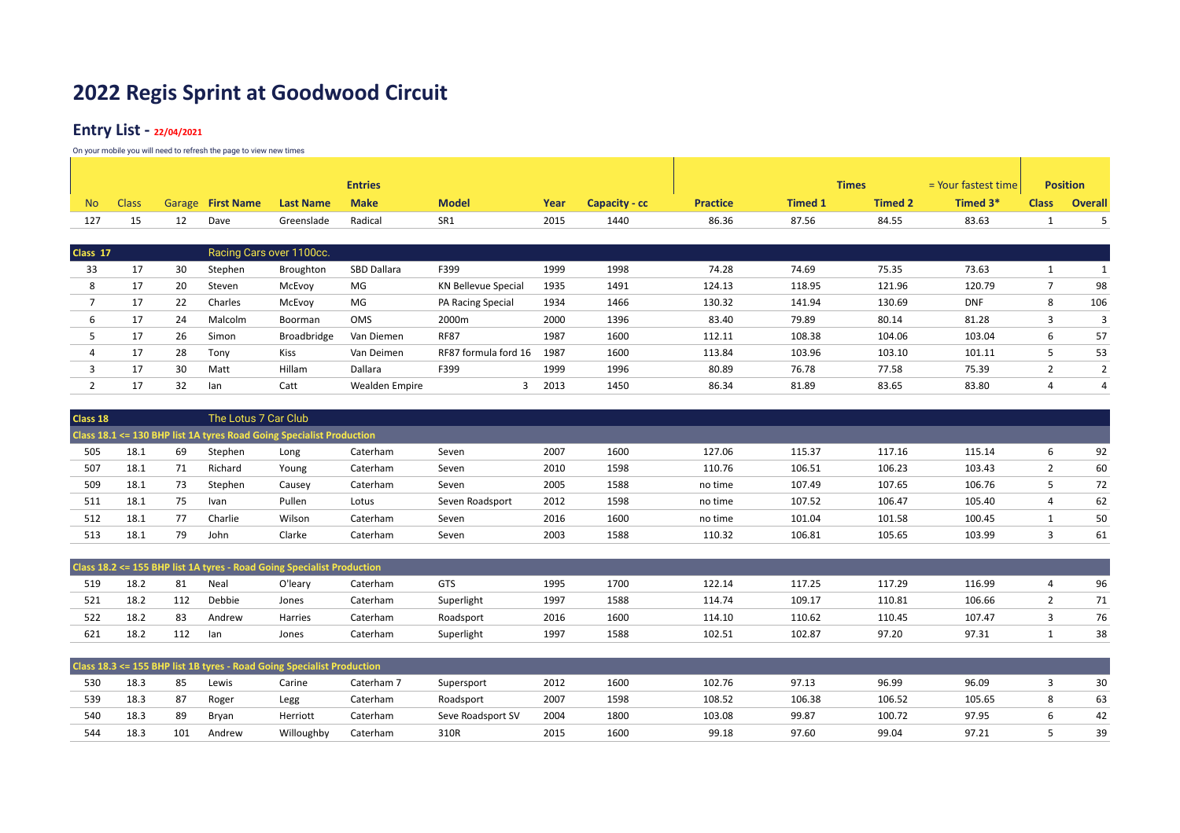# 2022 Regis Sprint at Goodwood Circuit

## Entry List - 22/04/2021

On your mobile you will need to refresh the page to view new times

| | | | | Entries | | | | | | Times | | = Your fastest time | Position | |
|---|---|---|---|---|---|---|---|---|---|---|---|---|---|---|
| No | Class | Garage | First Name | Last Name | Make | Model | Year | Capacity - cc | Practice | Timed 1 | Timed 2 | Timed 3* | Class | Overall |
| 127 | 15 | 12 | Dave | Greenslade | Radical | SR1 | 2015 | 1440 | 86.36 | 87.56 | 84.55 | 83.63 | 1 | 5 |
| **Class 17** | | | Racing Cars over 1100cc. | | | | | | | | | | | |
| 33 | 17 | 30 | Stephen | Broughton | SBD Dallara | F399 | 1999 | 1998 | 74.28 | 74.69 | 75.35 | 73.63 | 1 | 1 |
| 8 | 17 | 20 | Steven | McEvoy | MG | KN Bellevue Special | 1935 | 1491 | 124.13 | 118.95 | 121.96 | 120.79 | 7 | 98 |
| 7 | 17 | 22 | Charles | McEvoy | MG | PA Racing Special | 1934 | 1466 | 130.32 | 141.94 | 130.69 | DNF | 8 | 106 |
| 6 | 17 | 24 | Malcolm | Boorman | OMS | 2000m | 2000 | 1396 | 83.40 | 79.89 | 80.14 | 81.28 | 3 | 3 |
| 5 | 17 | 26 | Simon | Broadbridge | Van Diemen | RF87 | 1987 | 1600 | 112.11 | 108.38 | 104.06 | 103.04 | 6 | 57 |
| 4 | 17 | 28 | Tony | Kiss | Van Deimen | RF87 formula ford 16 | 1987 | 1600 | 113.84 | 103.96 | 103.10 | 101.11 | 5 | 53 |
| 3 | 17 | 30 | Matt | Hillam | Dallara | F399 | 1999 | 1996 | 80.89 | 76.78 | 77.58 | 75.39 | 2 | 2 |
| 2 | 17 | 32 | Ian | Catt | Wealden Empire | 3 | 2013 | 1450 | 86.34 | 81.89 | 83.65 | 83.80 | 4 | 4 |
| **Class 18** | | | The Lotus 7 Car Club | | | | | | | | | | | |
| **Class 18.1 <= 130 BHP list 1A tyres Road Going Specialist Production** | | | | | | | | | | | | | | |
| 505 | 18.1 | 69 | Stephen | Long | Caterham | Seven | 2007 | 1600 | 127.06 | 115.37 | 117.16 | 115.14 | 6 | 92 |
| 507 | 18.1 | 71 | Richard | Young | Caterham | Seven | 2010 | 1598 | 110.76 | 106.51 | 106.23 | 103.43 | 2 | 60 |
| 509 | 18.1 | 73 | Stephen | Causey | Caterham | Seven | 2005 | 1588 | no time | 107.49 | 107.65 | 106.76 | 5 | 72 |
| 511 | 18.1 | 75 | Ivan | Pullen | Lotus | Seven Roadsport | 2012 | 1598 | no time | 107.52 | 106.47 | 105.40 | 4 | 62 |
| 512 | 18.1 | 77 | Charlie | Wilson | Caterham | Seven | 2016 | 1600 | no time | 101.04 | 101.58 | 100.45 | 1 | 50 |
| 513 | 18.1 | 79 | John | Clarke | Caterham | Seven | 2003 | 1588 | 110.32 | 106.81 | 105.65 | 103.99 | 3 | 61 |
| **Class 18.2 <= 155 BHP list 1A tyres - Road Going Specialist Production** | | | | | | | | | | | | | | |
| 519 | 18.2 | 81 | Neal | O'leary | Caterham | GTS | 1995 | 1700 | 122.14 | 117.25 | 117.29 | 116.99 | 4 | 96 |
| 521 | 18.2 | 112 | Debbie | Jones | Caterham | Superlight | 1997 | 1588 | 114.74 | 109.17 | 110.81 | 106.66 | 2 | 71 |
| 522 | 18.2 | 83 | Andrew | Harries | Caterham | Roadsport | 2016 | 1600 | 114.10 | 110.62 | 110.45 | 107.47 | 3 | 76 |
| 621 | 18.2 | 112 | Ian | Jones | Caterham | Superlight | 1997 | 1588 | 102.51 | 102.87 | 97.20 | 97.31 | 1 | 38 |
| **Class 18.3 <= 155 BHP list 1B tyres - Road Going Specialist Production** | | | | | | | | | | | | | | |
| 530 | 18.3 | 85 | Lewis | Carine | Caterham 7 | Supersport | 2012 | 1600 | 102.76 | 97.13 | 96.99 | 96.09 | 3 | 30 |
| 539 | 18.3 | 87 | Roger | Legg | Caterham | Roadsport | 2007 | 1598 | 108.52 | 106.38 | 106.52 | 105.65 | 8 | 63 |
| 540 | 18.3 | 89 | Bryan | Herriott | Caterham | Seve Roadsport SV | 2004 | 1800 | 103.08 | 99.87 | 100.72 | 97.95 | 6 | 42 |
| 544 | 18.3 | 101 | Andrew | Willoughby | Caterham | 310R | 2015 | 1600 | 99.18 | 97.60 | 99.04 | 97.21 | 5 | 39 |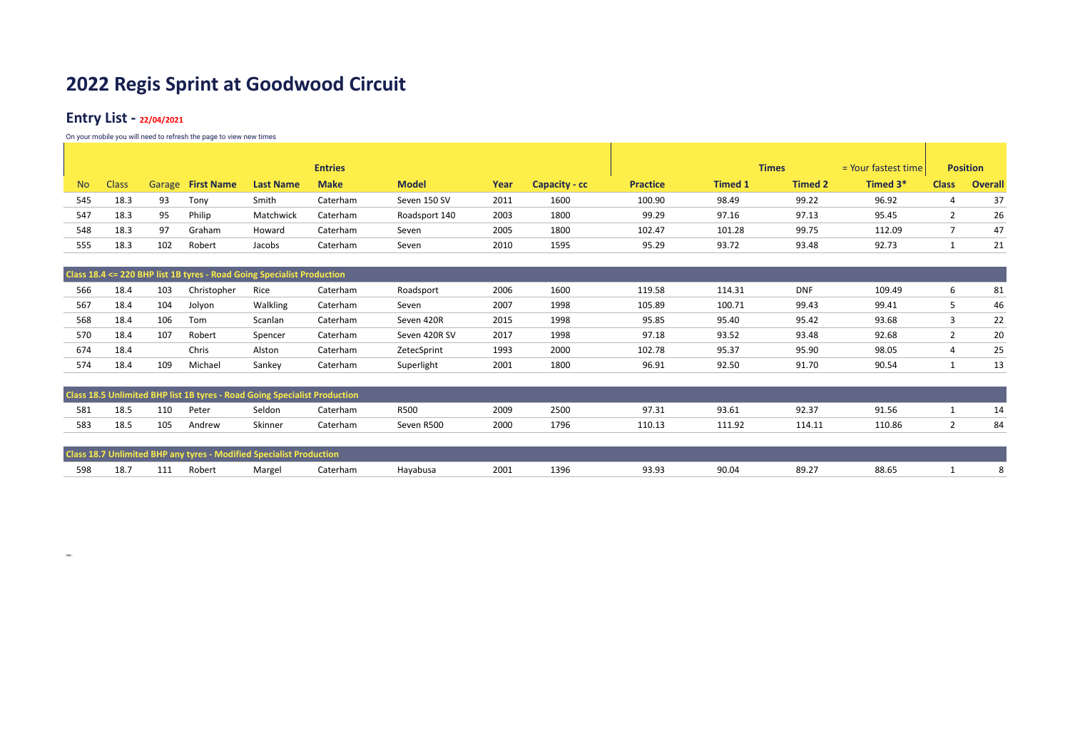# 2022 Regis Sprint at Goodwood Circuit

## Entry List - 22/04/2021

On your mobile you will need to refresh the page to view new times

| | | | | | Entries | | | | | | Times | = Your fastest time | Position | |
|---|---|---|---|---|---|---|---|---|---|---|---|---|---|---|
| No | Class | Garage | First Name | Last Name | Make | Model | Year | Capacity - cc | Practice | Timed 1 | Timed 2 | Timed 3* | Class | Overall |
| 545 | 18.3 | 93 | Tony | Smith | Caterham | Seven 150 SV | 2011 | 1600 | 100.90 | 98.49 | 99.22 | 96.92 | 4 | 37 |
| 547 | 18.3 | 95 | Philip | Matchwick | Caterham | Roadsport 140 | 2003 | 1800 | 99.29 | 97.16 | 97.13 | 95.45 | 2 | 26 |
| 548 | 18.3 | 97 | Graham | Howard | Caterham | Seven | 2005 | 1800 | 102.47 | 101.28 | 99.75 | 112.09 | 7 | 47 |
| 555 | 18.3 | 102 | Robert | Jacobs | Caterham | Seven | 2010 | 1595 | 95.29 | 93.72 | 93.48 | 92.73 | 1 | 21 |
| **Class 18.4 <= 220 BHP list 1B tyres - Road Going Specialist Production** | | | | | | | | | | | | | | |
| 566 | 18.4 | 103 | Christopher | Rice | Caterham | Roadsport | 2006 | 1600 | 119.58 | 114.31 | DNF | 109.49 | 6 | 81 |
| 567 | 18.4 | 104 | Jolyon | Walkling | Caterham | Seven | 2007 | 1998 | 105.89 | 100.71 | 99.43 | 99.41 | 5 | 46 |
| 568 | 18.4 | 106 | Tom | Scanlan | Caterham | Seven 420R | 2015 | 1998 | 95.85 | 95.40 | 95.42 | 93.68 | 3 | 22 |
| 570 | 18.4 | 107 | Robert | Spencer | Caterham | Seven 420R SV | 2017 | 1998 | 97.18 | 93.52 | 93.48 | 92.68 | 2 | 20 |
| 674 | 18.4 | | Chris | Alston | Caterham | ZetecSprint | 1993 | 2000 | 102.78 | 95.37 | 95.90 | 98.05 | 4 | 25 |
| 574 | 18.4 | 109 | Michael | Sankey | Caterham | Superlight | 2001 | 1800 | 96.91 | 92.50 | 91.70 | 90.54 | 1 | 13 |
| **Class 18.5 Unlimited BHP list 1B tyres - Road Going Specialist Production** | | | | | | | | | | | | | | |
| 581 | 18.5 | 110 | Peter | Seldon | Caterham | R500 | 2009 | 2500 | 97.31 | 93.61 | 92.37 | 91.56 | 1 | 14 |
| 583 | 18.5 | 105 | Andrew | Skinner | Caterham | Seven R500 | 2000 | 1796 | 110.13 | 111.92 | 114.11 | 110.86 | 2 | 84 |
| **Class 18.7 Unlimited BHP any tyres - Modified Specialist Production** | | | | | | | | | | | | | | |
| 598 | 18.7 | 111 | Robert | Margel | Caterham | Hayabusa | 2001 | 1396 | 93.93 | 90.04 | 89.27 | 88.65 | 1 | 8 |

END-